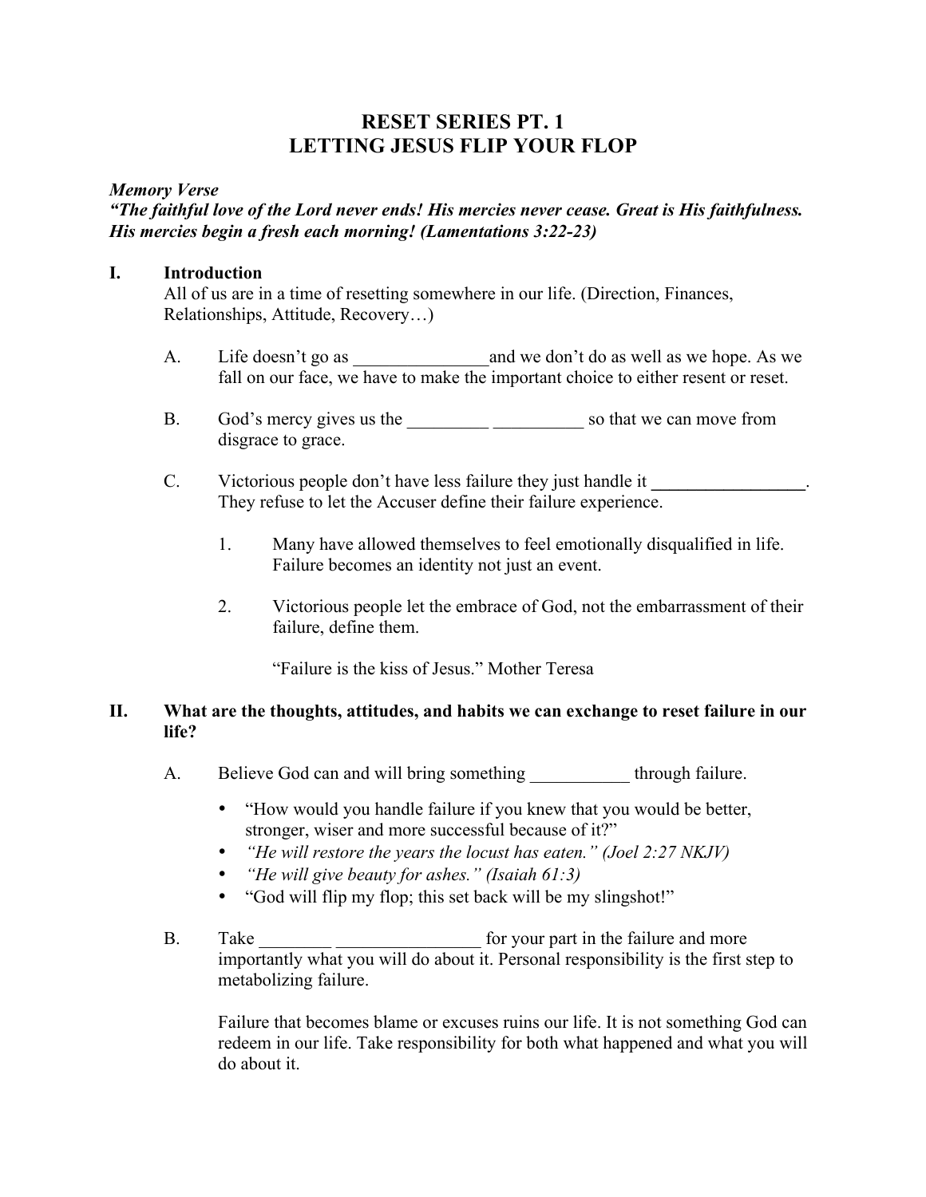# RESET SERIES PT. 1
# LETTING JESUS FLIP YOUR FLOP

***Memory Verse***
***"The faithful love of the Lord never ends! His mercies never cease. Great is His faithfulness. His mercies begin a fresh each morning! (Lamentations 3:22-23)***

## I. Introduction

All of us are in a time of resetting somewhere in our life. (Direction, Finances, Relationships, Attitude, Recovery…)

A. Life doesn't go as _______________and we don't do as well as we hope. As we fall on our face, we have to make the important choice to either resent or reset.

B. God's mercy gives us the _________ __________ so that we can move from disgrace to grace.

C. Victorious people don't have less failure they just handle it _________________. They refuse to let the Accuser define their failure experience.

1. Many have allowed themselves to feel emotionally disqualified in life. Failure becomes an identity not just an event.

2. Victorious people let the embrace of God, not the embarrassment of their failure, define them.

   "Failure is the kiss of Jesus." Mother Teresa

## II. What are the thoughts, attitudes, and habits we can exchange to reset failure in our life?

A. Believe God can and will bring something ___________ through failure.

- "How would you handle failure if you knew that you would be better, stronger, wiser and more successful because of it?"
- *"He will restore the years the locust has eaten." (Joel 2:27 NKJV)*
- *"He will give beauty for ashes." (Isaiah 61:3)*
- "God will flip my flop; this set back will be my slingshot!"

B. Take ________ ________________ for your part in the failure and more importantly what you will do about it. Personal responsibility is the first step to metabolizing failure.

Failure that becomes blame or excuses ruins our life. It is not something God can redeem in our life. Take responsibility for both what happened and what you will do about it.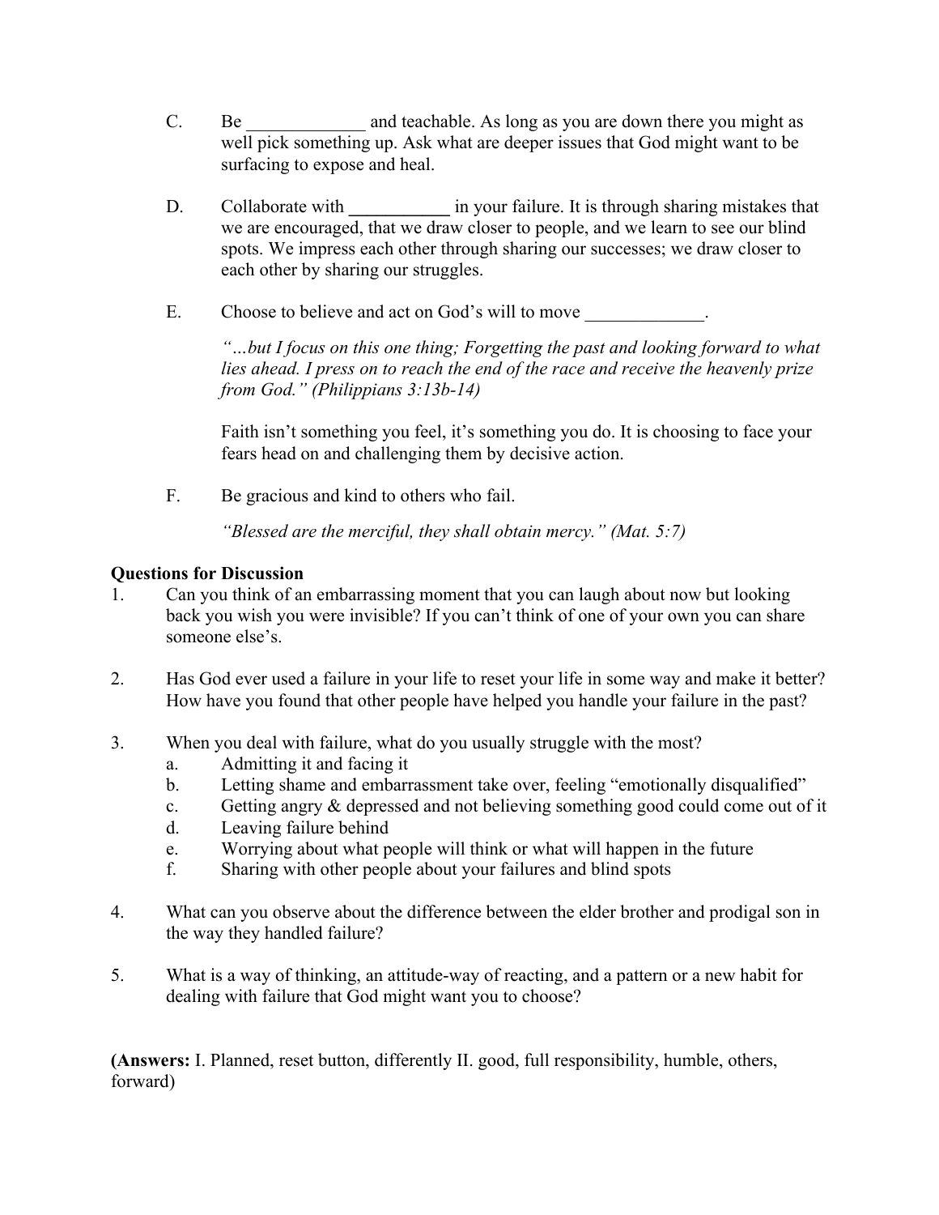C. Be _____________ and teachable. As long as you are down there you might as well pick something up. Ask what are deeper issues that God might want to be surfacing to expose and heal.

D. Collaborate with ___________ in your failure. It is through sharing mistakes that we are encouraged, that we draw closer to people, and we learn to see our blind spots. We impress each other through sharing our successes; we draw closer to each other by sharing our struggles.

E. Choose to believe and act on God's will to move _____________.

*"…but I focus on this one thing; Forgetting the past and looking forward to what lies ahead. I press on to reach the end of the race and receive the heavenly prize from God." (Philippians 3:13b-14)*

Faith isn't something you feel, it's something you do. It is choosing to face your fears head on and challenging them by decisive action.

F. Be gracious and kind to others who fail.

*"Blessed are the merciful, they shall obtain mercy." (Mat. 5:7)*

**Questions for Discussion**

1. Can you think of an embarrassing moment that you can laugh about now but looking back you wish you were invisible? If you can't think of one of your own you can share someone else's.

2. Has God ever used a failure in your life to reset your life in some way and make it better? How have you found that other people have helped you handle your failure in the past?

3. When you deal with failure, what do you usually struggle with the most?
   a. Admitting it and facing it
   b. Letting shame and embarrassment take over, feeling "emotionally disqualified"
   c. Getting angry & depressed and not believing something good could come out of it
   d. Leaving failure behind
   e. Worrying about what people will think or what will happen in the future
   f. Sharing with other people about your failures and blind spots

4. What can you observe about the difference between the elder brother and prodigal son in the way they handled failure?

5. What is a way of thinking, an attitude-way of reacting, and a pattern or a new habit for dealing with failure that God might want you to choose?

**(Answers:** I. Planned, reset button, differently II. good, full responsibility, humble, others, forward)